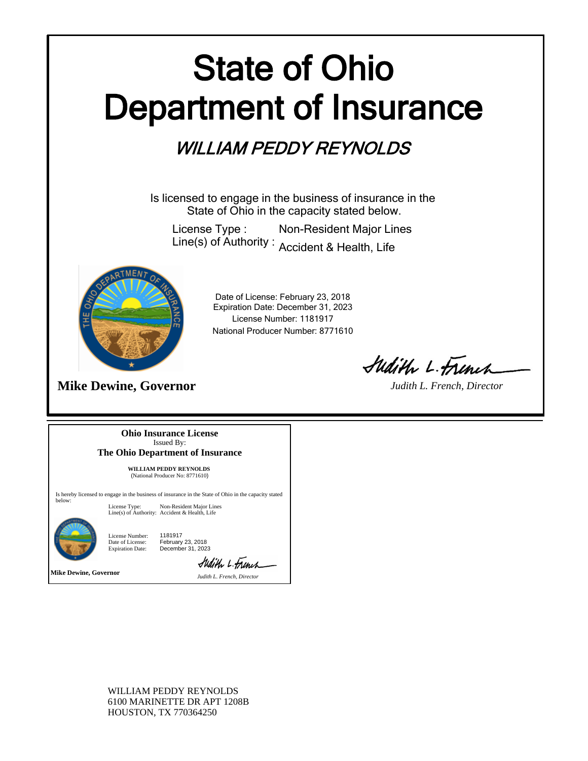# State of Ohio Department of Insurance

## *WILLIAM PEDDY REYNOLDS*

Is licensed to engage in the business of insurance in the State of Ohio in the capacity stated below.

License Type : Non-Resident Major Lines
Line(s) of Authority : Accident & Health, Life

Date of License: February 23, 2018
Expiration Date: December 31, 2023
License Number: 1181917
National Producer Number: 8771610

**Mike Dewine, Governor**

*Judith L. French, Director*

---

**Ohio Insurance License**
Issued By:
**The Ohio Department of Insurance**

**WILLIAM PEDDY REYNOLDS**
(National Producer No: 8771610)

Is hereby licensed to engage in the business of insurance in the State of Ohio in the capacity stated below:

License Type: Non-Resident Major Lines
Line(s) of Authority: Accident & Health, Life

License Number: 1181917
Date of License: February 23, 2018
Expiration Date: December 31, 2023

**Mike Dewine, Governor**

*Judith L. French, Director*

WILLIAM PEDDY REYNOLDS
6100 MARINETTE DR APT 1208B
HOUSTON, TX 770364250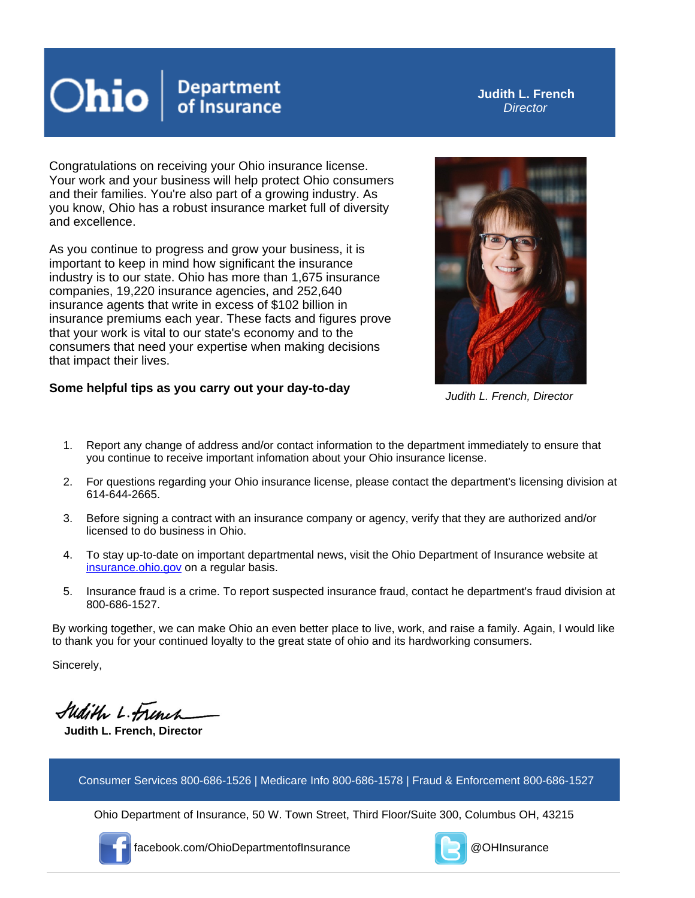Ohio | Department of Insurance

**Judith L. French**
*Director*

Congratulations on receiving your Ohio insurance license. Your work and your business will help protect Ohio consumers and their families. You're also part of a growing industry. As you know, Ohio has a robust insurance market full of diversity and excellence.

As you continue to progress and grow your business, it is important to keep in mind how significant the insurance industry is to our state. Ohio has more than 1,675 insurance companies, 19,220 insurance agencies, and 252,640 insurance agents that write in excess of $102 billion in insurance premiums each year. These facts and figures prove that your work is vital to our state's economy and to the consumers that need your expertise when making decisions that impact their lives.

*Judith L. French, Director*

**Some helpful tips as you carry out your day-to-day**

1. Report any change of address and/or contact information to the department immediately to ensure that you continue to receive important infomation about your Ohio insurance license.
2. For questions regarding your Ohio insurance license, please contact the department's licensing division at 614-644-2665.
3. Before signing a contract with an insurance company or agency, verify that they are authorized and/or licensed to do business in Ohio.
4. To stay up-to-date on important departmental news, visit the Ohio Department of Insurance website at [insurance.ohio.gov](insurance.ohio.gov) on a regular basis.
5. Insurance fraud is a crime. To report suspected insurance fraud, contact he department's fraud division at 800-686-1527.

By working together, we can make Ohio an even better place to live, work, and raise a family. Again, I would like to thank you for your continued loyalty to the great state of ohio and its hardworking consumers.

Sincerely,

Judith L. French

**Judith L. French, Director**

Consumer Services 800-686-1526 | Medicare Info 800-686-1578 | Fraud & Enforcement 800-686-1527

Ohio Department of Insurance, 50 W. Town Street, Third Floor/Suite 300, Columbus OH, 43215

facebook.com/OhioDepartmentofInsurance

@OHInsurance